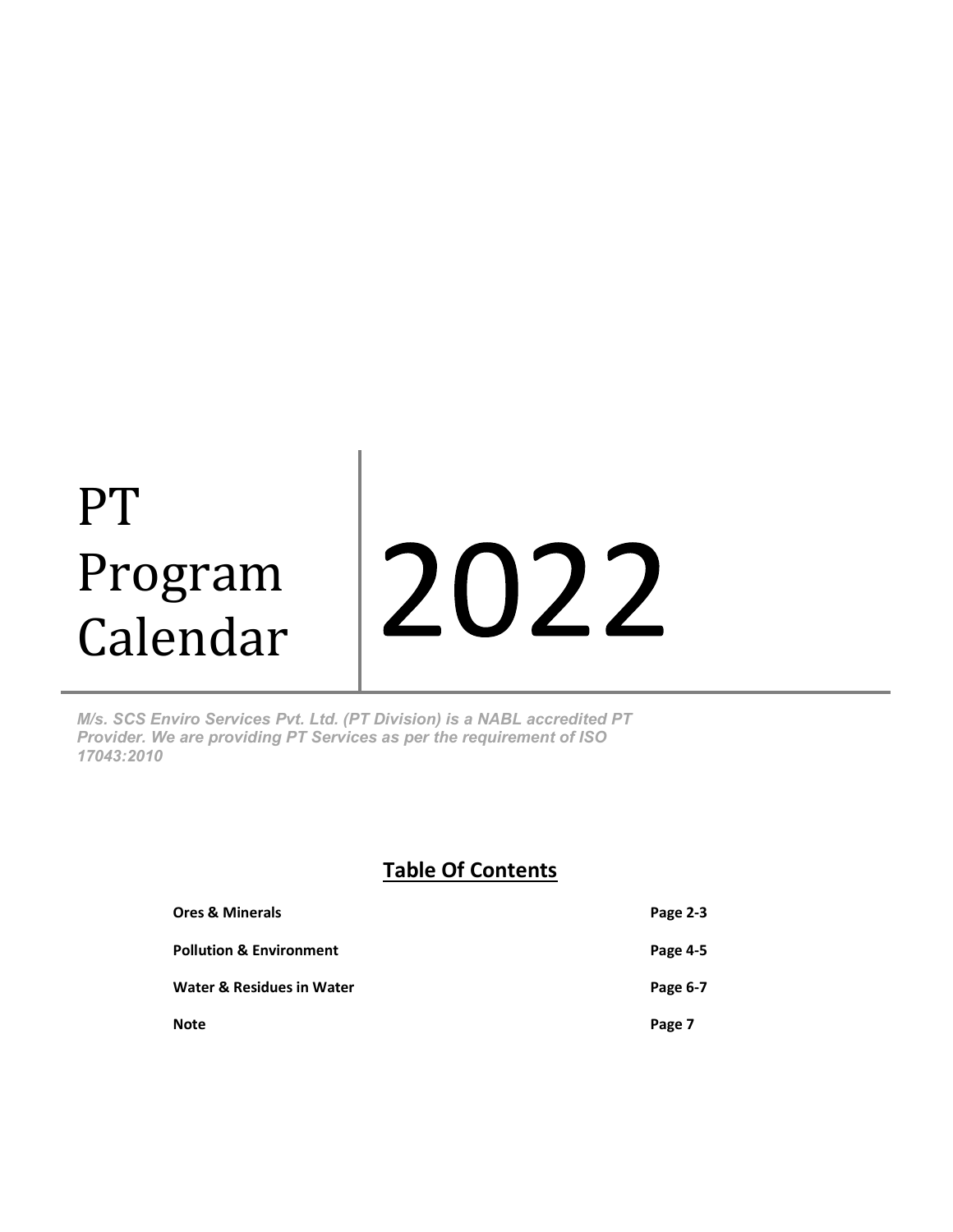# PT Program Calendar 2022

*M/s. SCS Enviro Services Pvt. Ltd. (PT Division) is a NABL accredited PT Provider. We are providing PT Services as per the requirement of ISO 17043:2010*

## Table Of Contents

| | |
|---|---|
| **Ores & Minerals** | **Page 2-3** |
| **Pollution & Environment** | **Page 4-5** |
| **Water & Residues in Water** | **Page 6-7** |
| **Note** | **Page 7** |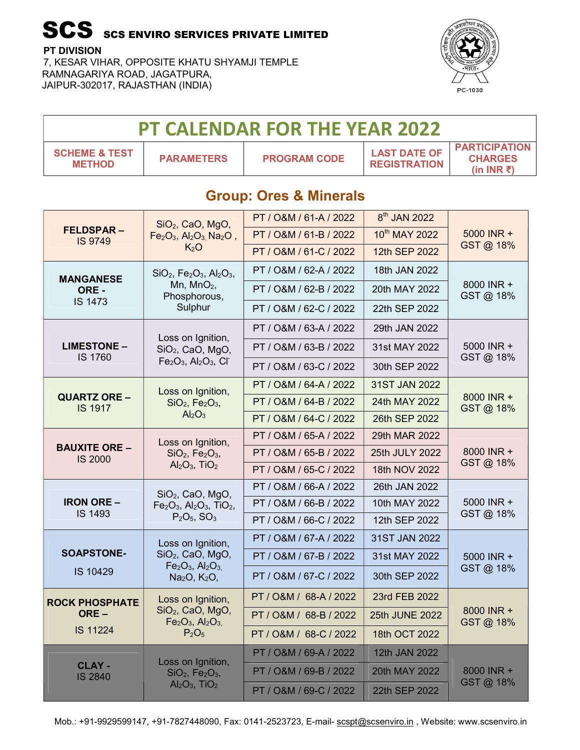# SCS SCS ENVIRO SERVICES PRIVATE LIMITED

**PT DIVISION**
7, KESAR VIHAR, OPPOSITE KHATU SHYAMJI TEMPLE
RAMNAGARIYA ROAD, JAGATPURA,
JAIPUR-302017, RAJASTHAN (INDIA)

PC-1030

## PT CALENDAR FOR THE YEAR 2022

### Group: Ores & Minerals

| SCHEME & TEST METHOD | PARAMETERS | PROGRAM CODE | LAST DATE OF REGISTRATION | PARTICIPATION CHARGES (in INR ₹) |
|---|---|---|---|---|
| **FELDSPAR –** IS 9749 | $SiO_2$, CaO, MgO, $Fe_2O_3$, $Al_2O_3$, $Na_2O$, $K_2O$ | PT / O&M / 61-A / 2022 | 8th JAN 2022 | 5000 INR + GST @ 18% |
| | | PT / O&M / 61-B / 2022 | 10th MAY 2022 | |
| | | PT / O&M / 61-C / 2022 | 12th SEP 2022 | |
| **MANGANESE ORE -** IS 1473 | $SiO_2$, $Fe_2O_3$, $Al_2O_3$, Mn, $MnO_2$, Phosphorous, Sulphur | PT / O&M / 62-A / 2022 | 18th JAN 2022 | 8000 INR + GST @ 18% |
| | | PT / O&M / 62-B / 2022 | 20th MAY 2022 | |
| | | PT / O&M / 62-C / 2022 | 22th SEP 2022 | |
| **LIMESTONE –** IS 1760 | Loss on Ignition, $SiO_2$, CaO, MgO, $Fe_2O_3$, $Al_2O_3$, $Cl^-$ | PT / O&M / 63-A / 2022 | 29th JAN 2022 | 5000 INR + GST @ 18% |
| | | PT / O&M / 63-B / 2022 | 31st MAY 2022 | |
| | | PT / O&M / 63-C / 2022 | 30th SEP 2022 | |
| **QUARTZ ORE –** IS 1917 | Loss on Ignition, $SiO_2$, $Fe_2O_3$, $Al_2O_3$ | PT / O&M / 64-A / 2022 | 31ST JAN 2022 | 8000 INR + GST @ 18% |
| | | PT / O&M / 64-B / 2022 | 24th MAY 2022 | |
| | | PT / O&M / 64-C / 2022 | 26th SEP 2022 | |
| **BAUXITE ORE –** IS 2000 | Loss on Ignition, $SiO_2$, $Fe_2O_3$, $Al_2O_3$, $TiO_2$ | PT / O&M / 65-A / 2022 | 29th MAR 2022 | 8000 INR + GST @ 18% |
| | | PT / O&M / 65-B / 2022 | 25th JULY 2022 | |
| | | PT / O&M / 65-C / 2022 | 18th NOV 2022 | |
| **IRON ORE –** IS 1493 | $SiO_2$, CaO, MgO, $Fe_2O_3$, $Al_2O_3$, $TiO_2$, $P_2O_5$, $SO_3$ | PT / O&M / 66-A / 2022 | 26th JAN 2022 | 5000 INR + GST @ 18% |
| | | PT / O&M / 66-B / 2022 | 10th MAY 2022 | |
| | | PT / O&M / 66-C / 2022 | 12th SEP 2022 | |
| **SOAPSTONE-** IS 10429 | Loss on Ignition, $SiO_2$, CaO, MgO, $Fe_2O_3$, $Al_2O_3$, $Na_2O$, $K_2O$, | PT / O&M / 67-A / 2022 | 31ST JAN 2022 | 5000 INR + GST @ 18% |
| | | PT / O&M / 67-B / 2022 | 31st MAY 2022 | |
| | | PT / O&M / 67-C / 2022 | 30th SEP 2022 | |
| **ROCK PHOSPHATE ORE –** IS 11224 | Loss on Ignition, $SiO_2$, CaO, MgO, $Fe_2O_3$, $Al_2O_3$, $P_2O_5$ | PT / O&M / 68-A / 2022 | 23rd FEB 2022 | 8000 INR + GST @ 18% |
| | | PT / O&M / 68-B / 2022 | 25th JUNE 2022 | |
| | | PT / O&M / 68-C / 2022 | 18th OCT 2022 | |
| **CLAY -** IS 2840 | Loss on Ignition, $SiO_2$, $Fe_2O_3$, $Al_2O_3$, $TiO_2$ | PT / O&M / 69-A / 2022 | 12th JAN 2022 | 8000 INR + GST @ 18% |
| | | PT / O&M / 69-B / 2022 | 20th MAY 2022 | |
| | | PT / O&M / 69-C / 2022 | 22th SEP 2022 | |

Mob.: +91-9929599147, +91-7827448090, Fax: 0141-2523723, E-mail- scspt@scsenviro.in , Website: www.scsenviro.in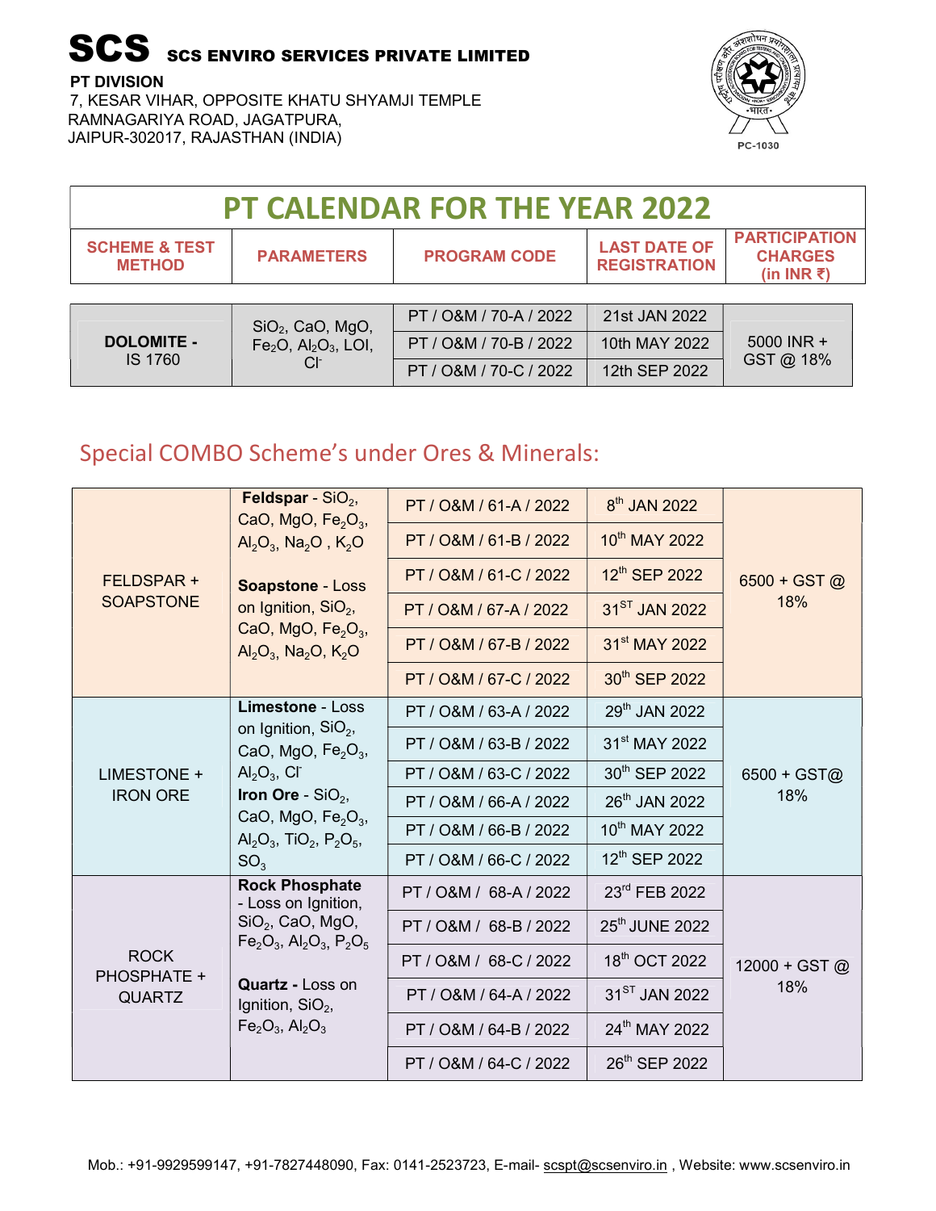# SCS SCS ENVIRO SERVICES PRIVATE LIMITED

**PT DIVISION**
7, KESAR VIHAR, OPPOSITE KHATU SHYAMJI TEMPLE
RAMNAGARIYA ROAD, JAGATPURA,
JAIPUR-302017, RAJASTHAN (INDIA)

PC-1030

## PT CALENDAR FOR THE YEAR 2022

| SCHEME & TEST METHOD | PARAMETERS | PROGRAM CODE | LAST DATE OF REGISTRATION | PARTICIPATION CHARGES (in INR ₹) |
|---|---|---|---|---|
| **DOLOMITE -** IS 1760 | $SiO_2$, CaO, MgO, $Fe_2O$, $Al_2O_3$, LOI, $Cl^-$ | PT / O&M / 70-A / 2022 | 21st JAN 2022 | 5000 INR + GST @ 18% |
| | | PT / O&M / 70-B / 2022 | 10th MAY 2022 | |
| | | PT / O&M / 70-C / 2022 | 12th SEP 2022 | |

## Special COMBO Scheme's under Ores & Minerals:

| Scheme | Parameters | Program Code | Last Date of Registration | Participation Charges |
|---|---|---|---|---|
| FELDSPAR + SOAPSTONE | **Feldspar** - $SiO_2$, CaO, MgO, $Fe_2O_3$, $Al_2O_3$, $Na_2O$, $K_2O$ | PT / O&M / 61-A / 2022 | 8th JAN 2022 | 6500 + GST @ 18% |
| | | PT / O&M / 61-B / 2022 | 10th MAY 2022 | |
| | | PT / O&M / 61-C / 2022 | 12th SEP 2022 | |
| | **Soapstone** - Loss on Ignition, $SiO_2$, CaO, MgO, $Fe_2O_3$, $Al_2O_3$, $Na_2O$, $K_2O$ | PT / O&M / 67-A / 2022 | 31ST JAN 2022 | |
| | | PT / O&M / 67-B / 2022 | 31st MAY 2022 | |
| | | PT / O&M / 67-C / 2022 | 30th SEP 2022 | |
| LIMESTONE + IRON ORE | **Limestone** - Loss on Ignition, $SiO_2$, CaO, MgO, $Fe_2O_3$, $Al_2O_3$, $Cl^-$ | PT / O&M / 63-A / 2022 | 29th JAN 2022 | 6500 + GST@ 18% |
| | | PT / O&M / 63-B / 2022 | 31st MAY 2022 | |
| | | PT / O&M / 63-C / 2022 | 30th SEP 2022 | |
| | **Iron Ore** - $SiO_2$, CaO, MgO, $Fe_2O_3$, $Al_2O_3$, $TiO_2$, $P_2O_5$, $SO_3$ | PT / O&M / 66-A / 2022 | 26th JAN 2022 | |
| | | PT / O&M / 66-B / 2022 | 10th MAY 2022 | |
| | | PT / O&M / 66-C / 2022 | 12th SEP 2022 | |
| ROCK PHOSPHATE + QUARTZ | **Rock Phosphate** - Loss on Ignition, $SiO_2$, CaO, MgO, $Fe_2O_3$, $Al_2O_3$, $P_2O_5$ | PT / O&M / 68-A / 2022 | 23rd FEB 2022 | 12000 + GST @ 18% |
| | | PT / O&M / 68-B / 2022 | 25th JUNE 2022 | |
| | | PT / O&M / 68-C / 2022 | 18th OCT 2022 | |
| | **Quartz** - Loss on Ignition, $SiO_2$, $Fe_2O_3$, $Al_2O_3$ | PT / O&M / 64-A / 2022 | 31ST JAN 2022 | |
| | | PT / O&M / 64-B / 2022 | 24th MAY 2022 | |
| | | PT / O&M / 64-C / 2022 | 26th SEP 2022 | |

Mob.: +91-9929599147, +91-7827448090, Fax: 0141-2523723, E-mail- scspt@scsenviro.in , Website: www.scsenviro.in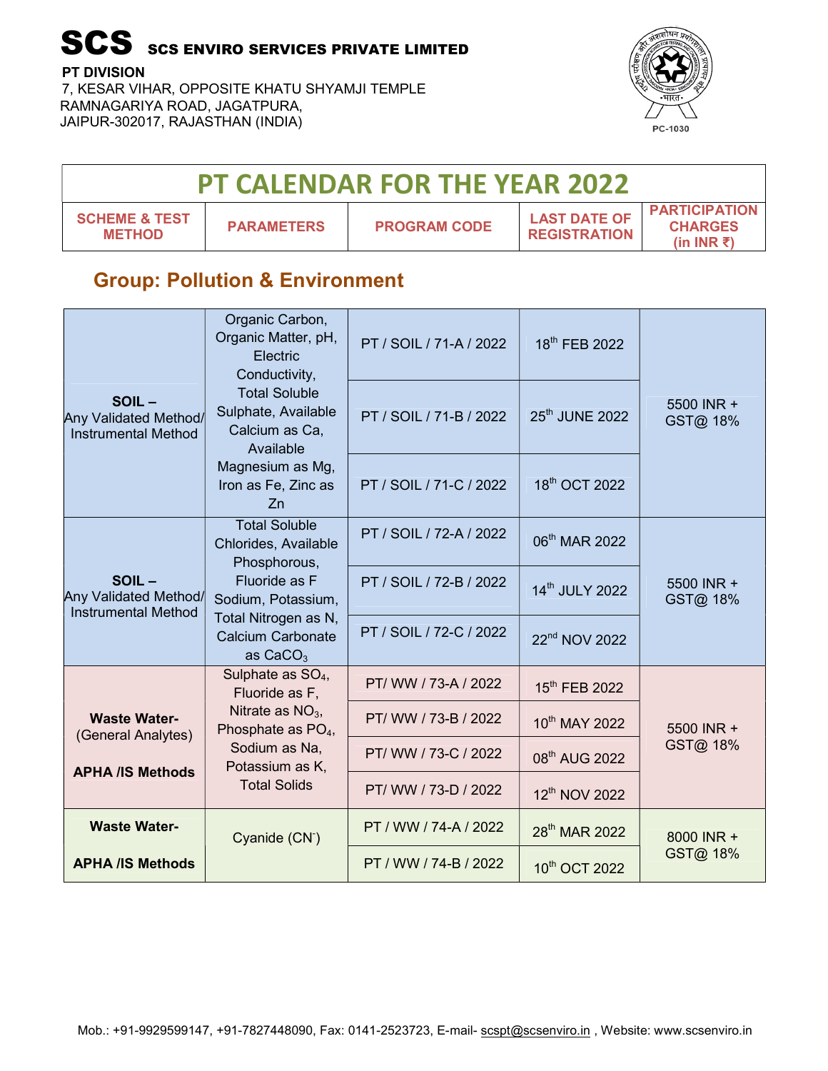# SCS SCS ENVIRO SERVICES PRIVATE LIMITED

**PT DIVISION**
7, KESAR VIHAR, OPPOSITE KHATU SHYAMJI TEMPLE
RAMNAGARIYA ROAD, JAGATPURA,
JAIPUR-302017, RAJASTHAN (INDIA)

PC-1030

## PT CALENDAR FOR THE YEAR 2022

### Group: Pollution & Environment

| SCHEME & TEST METHOD | PARAMETERS | PROGRAM CODE | LAST DATE OF REGISTRATION | PARTICIPATION CHARGES (in INR ₹) |
|---|---|---|---|---|
| **SOIL –** Any Validated Method/ Instrumental Method | Organic Carbon, Organic Matter, pH, Electric Conductivity, Total Soluble Sulphate, Available Calcium as Ca, Available Magnesium as Mg, Iron as Fe, Zinc as Zn | PT / SOIL / 71-A / 2022 | 18th FEB 2022 | 5500 INR + GST@ 18% |
| | | PT / SOIL / 71-B / 2022 | 25th JUNE 2022 | |
| | | PT / SOIL / 71-C / 2022 | 18th OCT 2022 | |
| **SOIL –** Any Validated Method/ Instrumental Method | Total Soluble Chlorides, Available Phosphorous, Fluoride as F Sodium, Potassium, Total Nitrogen as N, Calcium Carbonate as $CaCO_3$ | PT / SOIL / 72-A / 2022 | 06th MAR 2022 | 5500 INR + GST@ 18% |
| | | PT / SOIL / 72-B / 2022 | 14th JULY 2022 | |
| | | PT / SOIL / 72-C / 2022 | 22nd NOV 2022 | |
| **Waste Water-** (General Analytes) **APHA /IS Methods** | Sulphate as $SO_4$, Fluoride as F, Nitrate as $NO_3$, Phosphate as $PO_4$, Sodium as Na, Potassium as K, Total Solids | PT/ WW / 73-A / 2022 | 15th FEB 2022 | 5500 INR + GST@ 18% |
| | | PT/ WW / 73-B / 2022 | 10th MAY 2022 | |
| | | PT/ WW / 73-C / 2022 | 08th AUG 2022 | |
| | | PT/ WW / 73-D / 2022 | 12th NOV 2022 | |
| **Waste Water-** **APHA /IS Methods** | Cyanide ($CN^-$) | PT / WW / 74-A / 2022 | 28th MAR 2022 | 8000 INR + GST@ 18% |
| | | PT / WW / 74-B / 2022 | 10th OCT 2022 | |

Mob.: +91-9929599147, +91-7827448090, Fax: 0141-2523723, E-mail- scspt@scsenviro.in , Website: www.scsenviro.in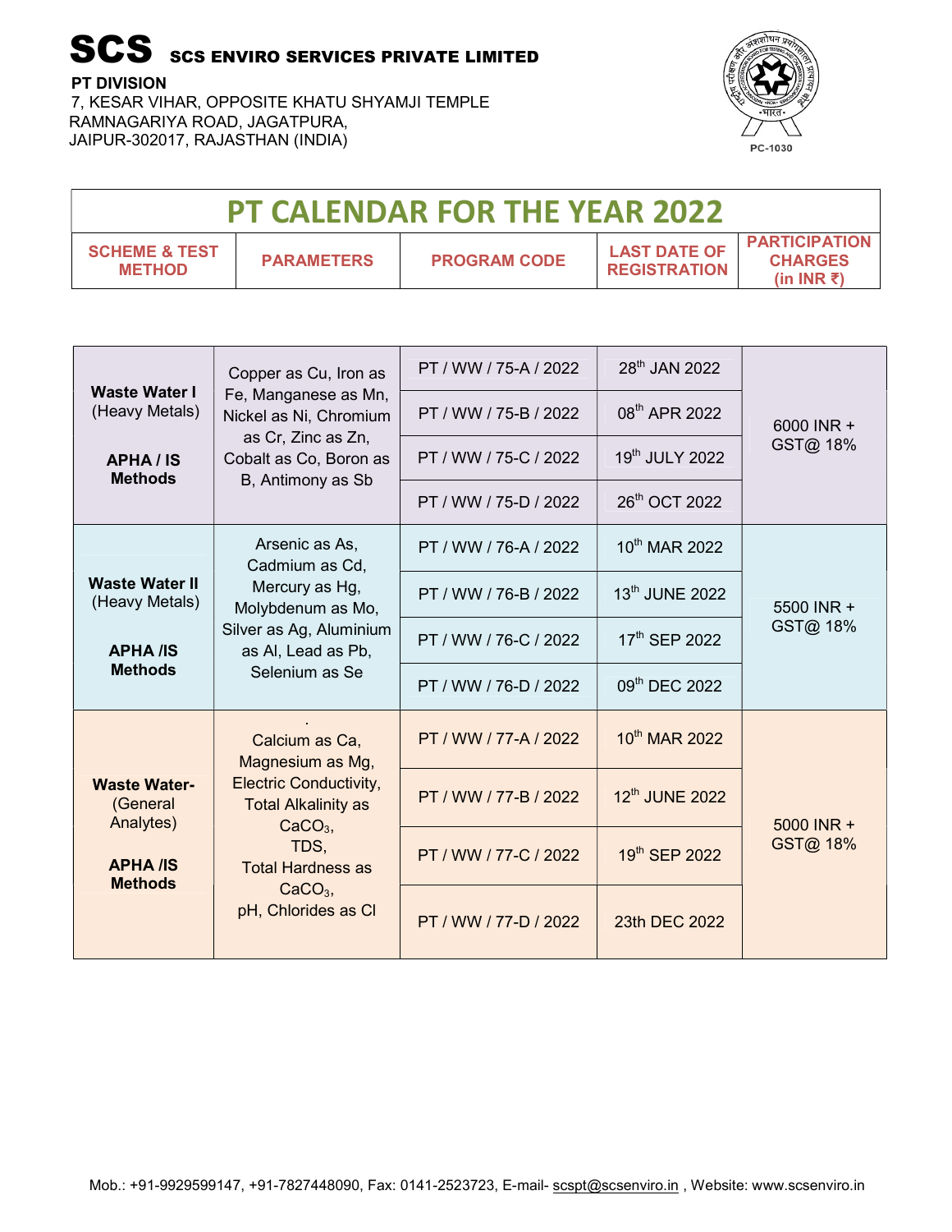# SCS SCS ENVIRO SERVICES PRIVATE LIMITED

**PT DIVISION**
7, KESAR VIHAR, OPPOSITE KHATU SHYAMJI TEMPLE
RAMNAGARIYA ROAD, JAGATPURA,
JAIPUR-302017, RAJASTHAN (INDIA)

PC-1030

## PT CALENDAR FOR THE YEAR 2022

| SCHEME & TEST METHOD | PARAMETERS | PROGRAM CODE | LAST DATE OF REGISTRATION | PARTICIPATION CHARGES (in INR ₹) |
|---|---|---|---|---|
| **Waste Water I** (Heavy Metals) **APHA / IS Methods** | Copper as Cu, Iron as Fe, Manganese as Mn, Nickel as Ni, Chromium as Cr, Zinc as Zn, Cobalt as Co, Boron as B, Antimony as Sb | PT / WW / 75-A / 2022 | 28th JAN 2022 | 6000 INR + GST@ 18% |
| | | PT / WW / 75-B / 2022 | 08th APR 2022 | |
| | | PT / WW / 75-C / 2022 | 19th JULY 2022 | |
| | | PT / WW / 75-D / 2022 | 26th OCT 2022 | |
| **Waste Water II** (Heavy Metals) **APHA /IS Methods** | Arsenic as As, Cadmium as Cd, Mercury as Hg, Molybdenum as Mo, Silver as Ag, Aluminium as Al, Lead as Pb, Selenium as Se | PT / WW / 76-A / 2022 | 10th MAR 2022 | 5500 INR + GST@ 18% |
| | | PT / WW / 76-B / 2022 | 13th JUNE 2022 | |
| | | PT / WW / 76-C / 2022 | 17th SEP 2022 | |
| | | PT / WW / 76-D / 2022 | 09th DEC 2022 | |
| **Waste Water-** (General Analytes) **APHA /IS Methods** | Calcium as Ca, Magnesium as Mg, Electric Conductivity, Total Alkalinity as $CaCO_3$, TDS, Total Hardness as $CaCO_3$, pH, Chlorides as Cl | PT / WW / 77-A / 2022 | 10th MAR 2022 | 5000 INR + GST@ 18% |
| | | PT / WW / 77-B / 2022 | 12th JUNE 2022 | |
| | | PT / WW / 77-C / 2022 | 19th SEP 2022 | |
| | | PT / WW / 77-D / 2022 | 23th DEC 2022 | |

Mob.: +91-9929599147, +91-7827448090, Fax: 0141-2523723, E-mail- scspt@scsenviro.in , Website: www.scsenviro.in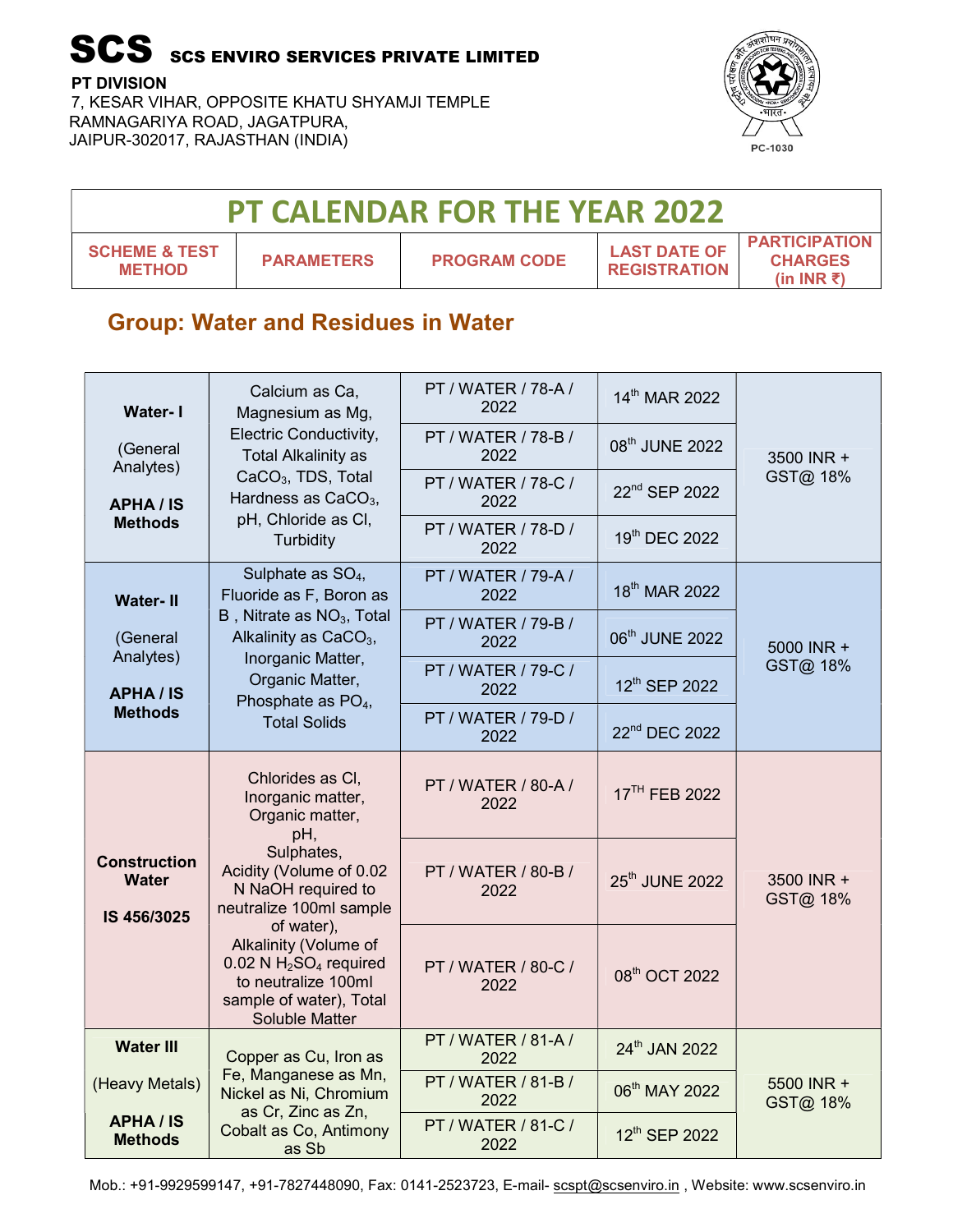# SCS SCS ENVIRO SERVICES PRIVATE LIMITED

**PT DIVISION**
7, KESAR VIHAR, OPPOSITE KHATU SHYAMJI TEMPLE
RAMNAGARIYA ROAD, JAGATPURA,
JAIPUR-302017, RAJASTHAN (INDIA)

PC-1030

## PT CALENDAR FOR THE YEAR 2022

## Group: Water and Residues in Water

| SCHEME & TEST METHOD | PARAMETERS | PROGRAM CODE | LAST DATE OF REGISTRATION | PARTICIPATION CHARGES (in INR ₹) |
|---|---|---|---|---|
| **Water- I** (General Analytes) **APHA / IS Methods** | Calcium as Ca, Magnesium as Mg, Electric Conductivity, Total Alkalinity as $CaCO_3$, TDS, Total Hardness as $CaCO_3$, pH, Chloride as Cl, Turbidity | PT / WATER / 78-A / 2022 | 14th MAR 2022 | 3500 INR + GST@ 18% |
| | | PT / WATER / 78-B / 2022 | 08th JUNE 2022 | |
| | | PT / WATER / 78-C / 2022 | 22nd SEP 2022 | |
| | | PT / WATER / 78-D / 2022 | 19th DEC 2022 | |
| **Water- II** (General Analytes) **APHA / IS Methods** | Sulphate as $SO_4$, Fluoride as F, Boron as B , Nitrate as $NO_3$, Total Alkalinity as $CaCO_3$, Inorganic Matter, Organic Matter, Phosphate as $PO_4$, Total Solids | PT / WATER / 79-A / 2022 | 18th MAR 2022 | 5000 INR + GST@ 18% |
| | | PT / WATER / 79-B / 2022 | 06th JUNE 2022 | |
| | | PT / WATER / 79-C / 2022 | 12th SEP 2022 | |
| | | PT / WATER / 79-D / 2022 | 22nd DEC 2022 | |
| **Construction Water** **IS 456/3025** | Chlorides as Cl, Inorganic matter, Organic matter, pH, Sulphates, Acidity (Volume of 0.02 N NaOH required to neutralize 100ml sample of water), Alkalinity (Volume of 0.02 N $H_2SO_4$ required to neutralize 100ml sample of water), Total Soluble Matter | PT / WATER / 80-A / 2022 | 17TH FEB 2022 | 3500 INR + GST@ 18% |
| | | PT / WATER / 80-B / 2022 | 25th JUNE 2022 | |
| | | PT / WATER / 80-C / 2022 | 08th OCT 2022 | |
| **Water III** (Heavy Metals) **APHA / IS Methods** | Copper as Cu, Iron as Fe, Manganese as Mn, Nickel as Ni, Chromium as Cr, Zinc as Zn, Cobalt as Co, Antimony as Sb | PT / WATER / 81-A / 2022 | 24th JAN 2022 | 5500 INR + GST@ 18% |
| | | PT / WATER / 81-B / 2022 | 06th MAY 2022 | |
| | | PT / WATER / 81-C / 2022 | 12th SEP 2022 | |

Mob.: +91-9929599147, +91-7827448090, Fax: 0141-2523723, E-mail- scspt@scsenviro.in , Website: www.scsenviro.in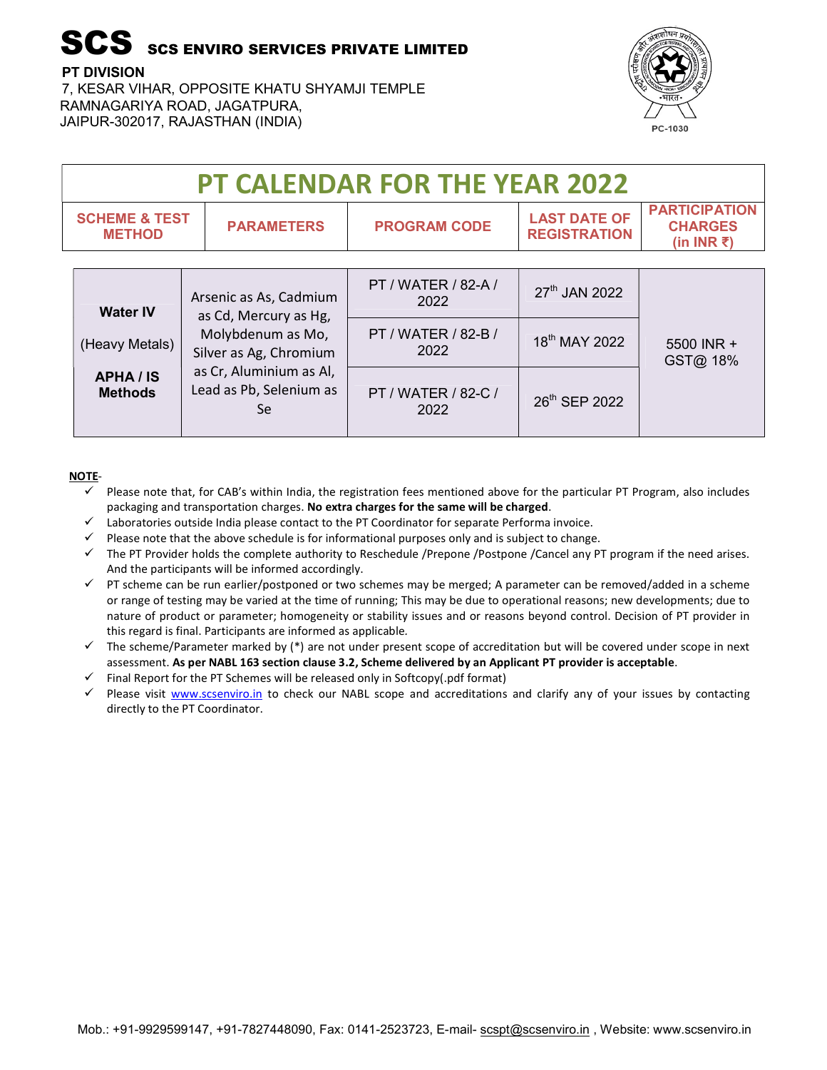# SCS SCS ENVIRO SERVICES PRIVATE LIMITED

**PT DIVISION**
7, KESAR VIHAR, OPPOSITE KHATU SHYAMJI TEMPLE
RAMNAGARIYA ROAD, JAGATPURA,
JAIPUR-302017, RAJASTHAN (INDIA)

PC-1030

## PT CALENDAR FOR THE YEAR 2022

| SCHEME & TEST METHOD | PARAMETERS | PROGRAM CODE | LAST DATE OF REGISTRATION | PARTICIPATION CHARGES (in INR ₹) |
|---|---|---|---|---|
| **Water IV** (Heavy Metals) **APHA / IS Methods** | Arsenic as As, Cadmium as Cd, Mercury as Hg, Molybdenum as Mo, Silver as Ag, Chromium as Cr, Aluminium as Al, Lead as Pb, Selenium as Se | PT / WATER / 82-A / 2022 | 27th JAN 2022 | 5500 INR + GST@ 18% |
| | | PT / WATER / 82-B / 2022 | 18th MAY 2022 | |
| | | PT / WATER / 82-C / 2022 | 26th SEP 2022 | |

**NOTE**-

- ✓ Please note that, for CAB's within India, the registration fees mentioned above for the particular PT Program, also includes packaging and transportation charges. **No extra charges for the same will be charged**.
- ✓ Laboratories outside India please contact to the PT Coordinator for separate Performa invoice.
- ✓ Please note that the above schedule is for informational purposes only and is subject to change.
- ✓ The PT Provider holds the complete authority to Reschedule /Prepone /Postpone /Cancel any PT program if the need arises. And the participants will be informed accordingly.
- ✓ PT scheme can be run earlier/postponed or two schemes may be merged; A parameter can be removed/added in a scheme or range of testing may be varied at the time of running; This may be due to operational reasons; new developments; due to nature of product or parameter; homogeneity or stability issues and or reasons beyond control. Decision of PT provider in this regard is final. Participants are informed as applicable.
- ✓ The scheme/Parameter marked by (*) are not under present scope of accreditation but will be covered under scope in next assessment. **As per NABL 163 section clause 3.2, Scheme delivered by an Applicant PT provider is acceptable**.
- ✓ Final Report for the PT Schemes will be released only in Softcopy(.pdf format)
- ✓ Please visit www.scsenviro.in to check our NABL scope and accreditations and clarify any of your issues by contacting directly to the PT Coordinator.

Mob.: +91-9929599147, +91-7827448090, Fax: 0141-2523723, E-mail- scspt@scsenviro.in , Website: www.scsenviro.in